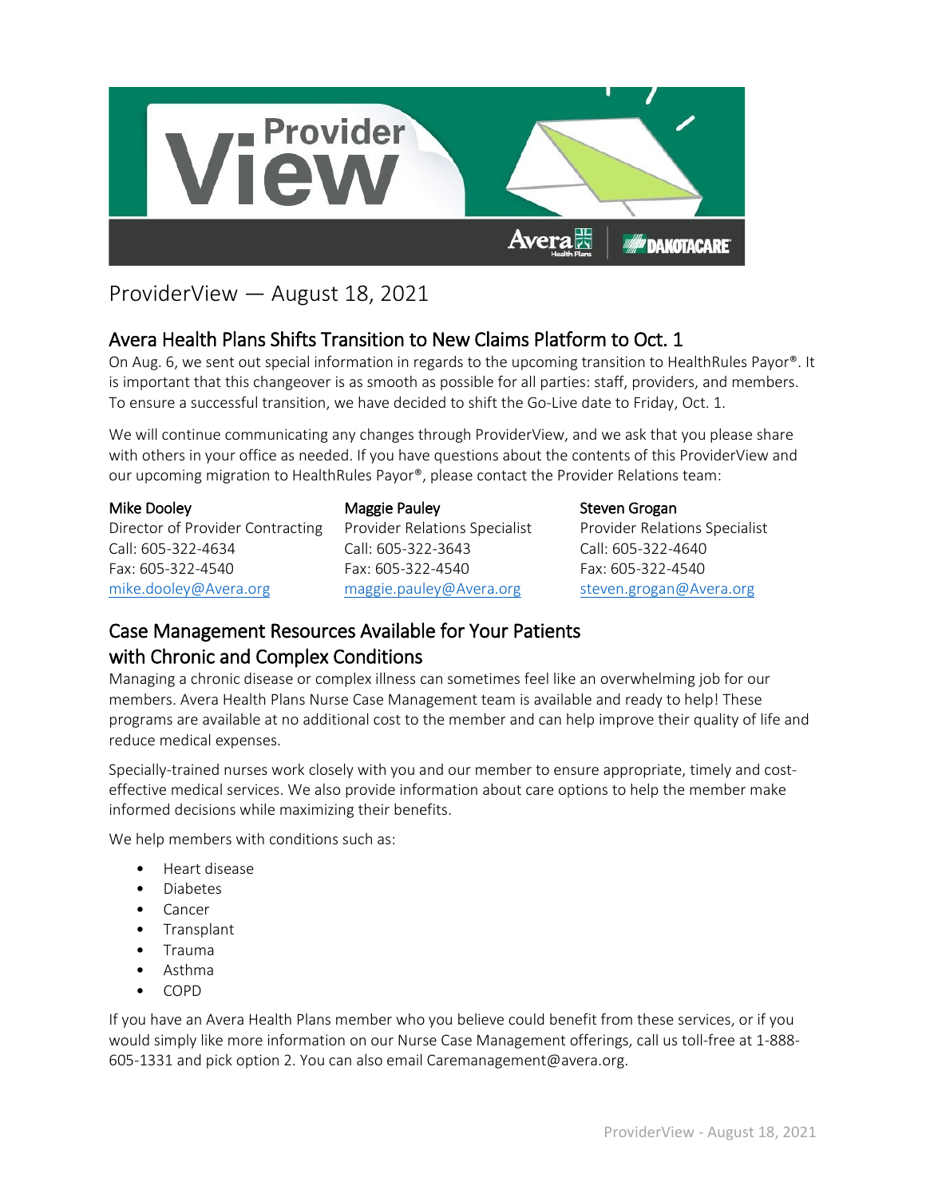# ProviderView — August 18, 2021

## Avera Health Plans Shifts Transition to New Claims Platform to Oct. 1

On Aug. 6, we sent out special information in regards to the upcoming transition to HealthRules Payor®. It is important that this changeover is as smooth as possible for all parties: staff, providers, and members. To ensure a successful transition, we have decided to shift the Go-Live date to Friday, Oct. 1.

We will continue communicating any changes through ProviderView, and we ask that you please share with others in your office as needed. If you have questions about the contents of this ProviderView and our upcoming migration to HealthRules Payor®, please contact the Provider Relations team:

**Mike Dooley**
Director of Provider Contracting
Call: 605-322-4634
Fax: 605-322-4540
mike.dooley@Avera.org

**Maggie Pauley**
Provider Relations Specialist
Call: 605-322-3643
Fax: 605-322-4540
maggie.pauley@Avera.org

**Steven Grogan**
Provider Relations Specialist
Call: 605-322-4640
Fax: 605-322-4540
steven.grogan@Avera.org

## Case Management Resources Available for Your Patients with Chronic and Complex Conditions

Managing a chronic disease or complex illness can sometimes feel like an overwhelming job for our members. Avera Health Plans Nurse Case Management team is available and ready to help! These programs are available at no additional cost to the member and can help improve their quality of life and reduce medical expenses.

Specially-trained nurses work closely with you and our member to ensure appropriate, timely and cost-effective medical services. We also provide information about care options to help the member make informed decisions while maximizing their benefits.

We help members with conditions such as:

- Heart disease
- Diabetes
- Cancer
- Transplant
- Trauma
- Asthma
- COPD

If you have an Avera Health Plans member who you believe could benefit from these services, or if you would simply like more information on our Nurse Case Management offerings, call us toll-free at 1-888-605-1331 and pick option 2. You can also email Caremanagement@avera.org.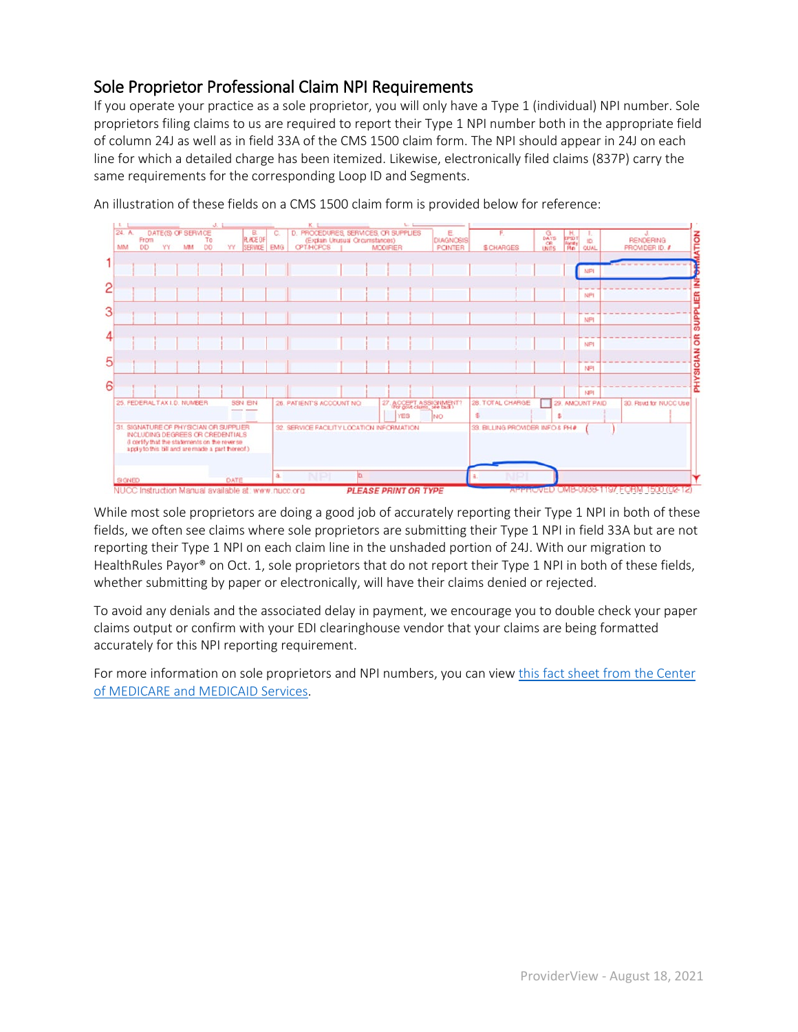## Sole Proprietor Professional Claim NPI Requirements

If you operate your practice as a sole proprietor, you will only have a Type 1 (individual) NPI number. Sole proprietors filing claims to us are required to report their Type 1 NPI number both in the appropriate field of column 24J as well as in field 33A of the CMS 1500 claim form. The NPI should appear in 24J on each line for which a detailed charge has been itemized. Likewise, electronically filed claims (837P) carry the same requirements for the corresponding Loop ID and Segments.

An illustration of these fields on a CMS 1500 claim form is provided below for reference:

While most sole proprietors are doing a good job of accurately reporting their Type 1 NPI in both of these fields, we often see claims where sole proprietors are submitting their Type 1 NPI in field 33A but are not reporting their Type 1 NPI on each claim line in the unshaded portion of 24J. With our migration to HealthRules Payor® on Oct. 1, sole proprietors that do not report their Type 1 NPI in both of these fields, whether submitting by paper or electronically, will have their claims denied or rejected.

To avoid any denials and the associated delay in payment, we encourage you to double check your paper claims output or confirm with your EDI clearinghouse vendor that your claims are being formatted accurately for this NPI reporting requirement.

For more information on sole proprietors and NPI numbers, you can view this fact sheet from the Center of MEDICARE and MEDICAID Services.